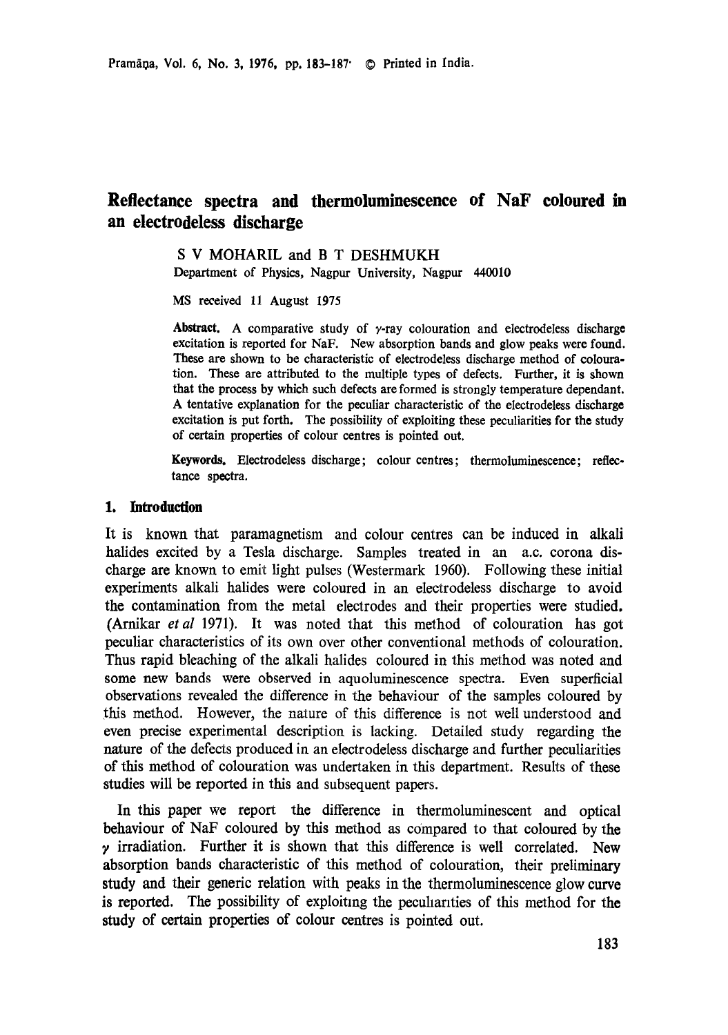# Reflectance spectra and thermoluminescence of NaF coloured in an electrodeless discharge

S V MOHARIL and B T DESHMUKH
Department of Physics, Nagpur University, Nagpur 440010

MS received 11 August 1975

**Abstract.** A comparative study of $\gamma$-ray colouration and electrodeless discharge excitation is reported for NaF. New absorption bands and glow peaks were found. These are shown to be characteristic of electrodeless discharge method of colouration. These are attributed to the multiple types of defects. Further, it is shown that the process by which such defects are formed is strongly temperature dependant. A tentative explanation for the peculiar characteristic of the electrodeless discharge excitation is put forth. The possibility of exploiting these peculiarities for the study of certain properties of colour centres is pointed out.

**Keywords.** Electrodeless discharge; colour centres; thermoluminescence; reflectance spectra.

## 1. Introduction

It is known that paramagnetism and colour centres can be induced in alkali halides excited by a Tesla discharge. Samples treated in an a.c. corona discharge are known to emit light pulses (Westermark 1960). Following these initial experiments alkali halides were coloured in an electrodeless discharge to avoid the contamination from the metal electrodes and their properties were studied. (Arnikar *et al* 1971). It was noted that this method of colouration has got peculiar characteristics of its own over other conventional methods of colouration. Thus rapid bleaching of the alkali halides coloured in this method was noted and some new bands were observed in aquoluminescence spectra. Even superficial observations revealed the difference in the behaviour of the samples coloured by this method. However, the nature of this difference is not well understood and even precise experimental description is lacking. Detailed study regarding the nature of the defects produced in an electrodeless discharge and further peculiarities of this method of colouration was undertaken in this department. Results of these studies will be reported in this and subsequent papers.

In this paper we report the difference in thermoluminescent and optical behaviour of NaF coloured by this method as compared to that coloured by the $\gamma$ irradiation. Further it is shown that this difference is well correlated. New absorption bands characteristic of this method of colouration, their preliminary study and their generic relation with peaks in the thermoluminescence glow curve is reported. The possibility of exploiting the peculiarities of this method for the study of certain properties of colour centres is pointed out.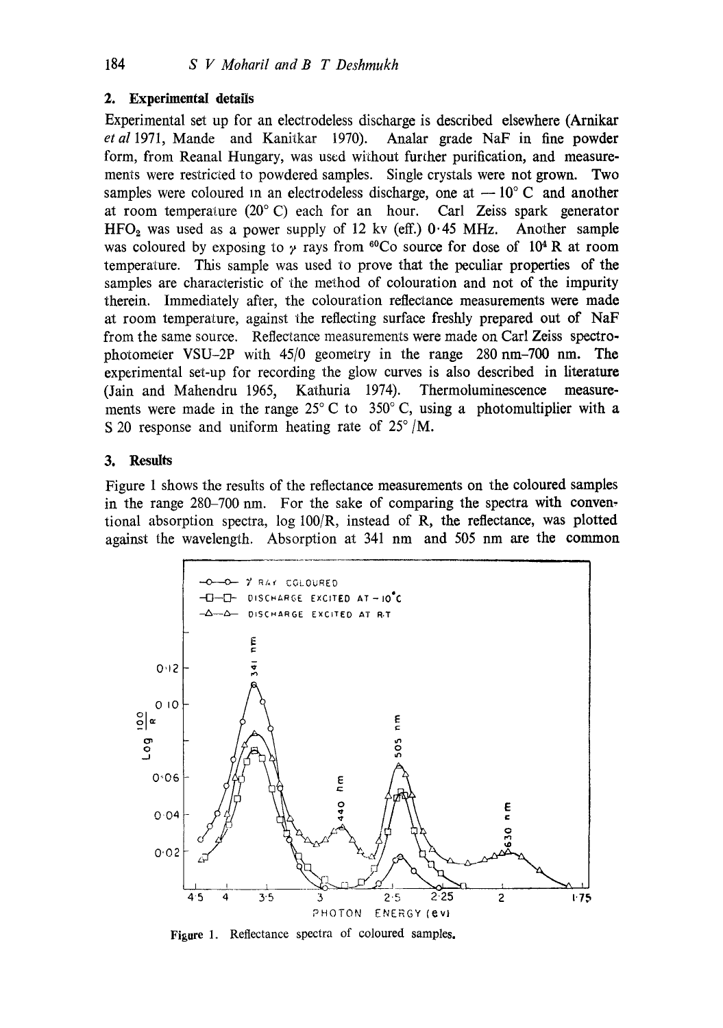## 2. Experimental details

Experimental set up for an electrodeless discharge is described elsewhere (Arnikar *et al* 1971, Mande and Kanitkar 1970). Analar grade NaF in fine powder form, from Reanal Hungary, was used without further purification, and measurements were restricted to powdered samples. Single crystals were not grown. Two samples were coloured in an electrodeless discharge, one at $-10°$ C and another at room temperature (20° C) each for an hour. Carl Zeiss spark generator $HFO_2$ was used as a power supply of 12 kv (eff.) 0·45 MHz. Another sample was coloured by exposing to $\gamma$ rays from $^{60}Co$ source for dose of $10^4$ R at room temperature. This sample was used to prove that the peculiar properties of the samples are characteristic of the method of colouration and not of the impurity therein. Immediately after, the colouration reflectance measurements were made at room temperature, against the reflecting surface freshly prepared out of NaF from the same source. Reflectance measurements were made on Carl Zeiss spectrophotometer VSU–2P with 45/0 geometry in the range 280 nm–700 nm. The experimental set-up for recording the glow curves is also described in literature (Jain and Mahendru 1965, Kathuria 1974). Thermoluminescence measurements were made in the range 25° C to 350° C, using a photomultiplier with a S 20 response and uniform heating rate of 25°/M.

## 3. Results

Figure 1 shows the results of the reflectance measurements on the coloured samples in the range 280–700 nm. For the sake of comparing the spectra with conventional absorption spectra, log 100/R, instead of R, the reflectance, was plotted against the wavelength. Absorption at 341 nm and 505 nm are the common

Figure 1. Reflectance spectra of coloured samples.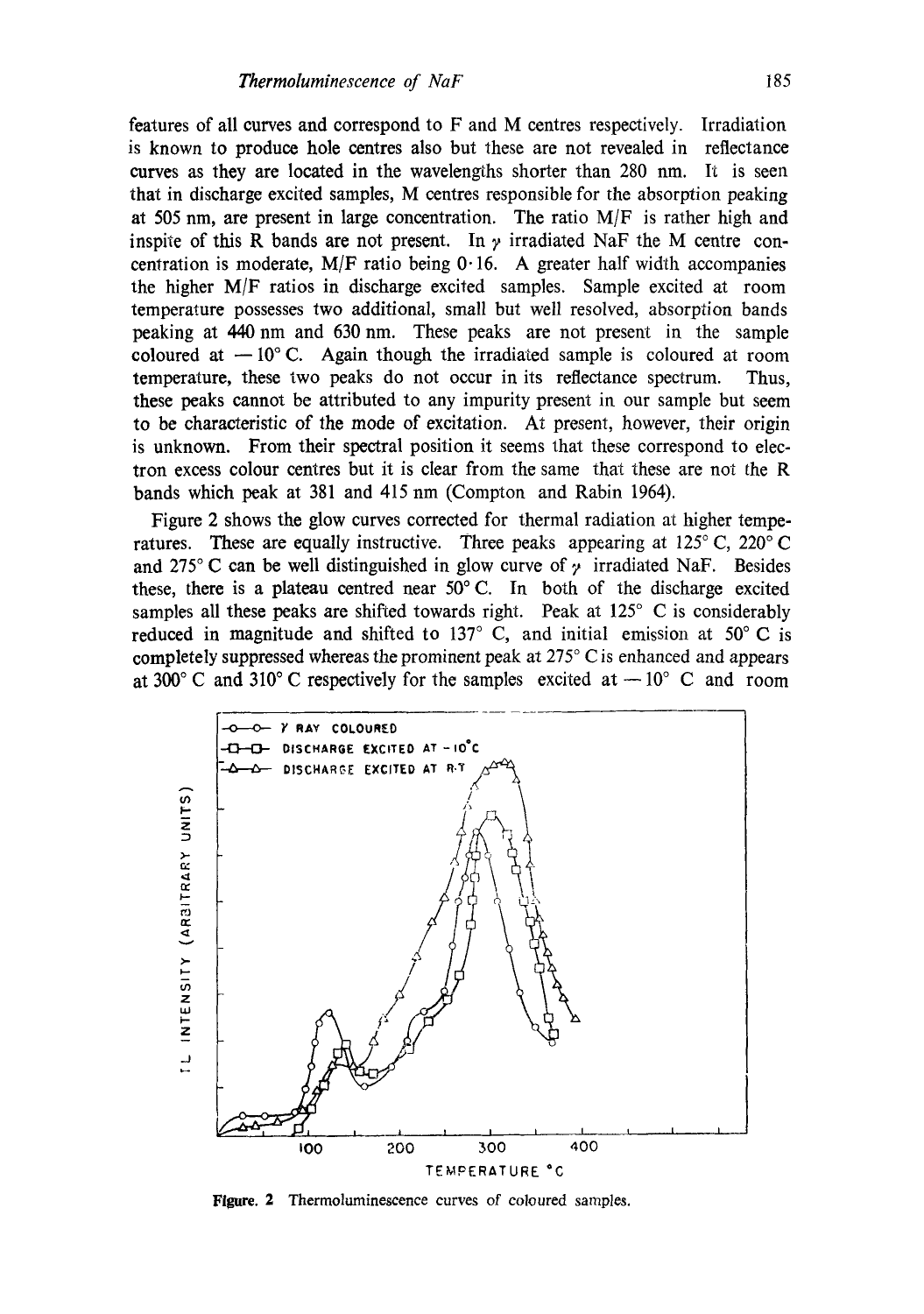features of all curves and correspond to F and M centres respectively. Irradiation is known to produce hole centres also but these are not revealed in reflectance curves as they are located in the wavelengths shorter than 280 nm. It is seen that in discharge excited samples, M centres responsible for the absorption peaking at 505 nm, are present in large concentration. The ratio M/F is rather high and inspite of this R bands are not present. In $\gamma$ irradiated NaF the M centre concentration is moderate, M/F ratio being 0·16. A greater half width accompanies the higher M/F ratios in discharge excited samples. Sample excited at room temperature possesses two additional, small but well resolved, absorption bands peaking at 440 nm and 630 nm. These peaks are not present in the sample coloured at $-10°$ C. Again though the irradiated sample is coloured at room temperature, these two peaks do not occur in its reflectance spectrum. Thus, these peaks cannot be attributed to any impurity present in our sample but seem to be characteristic of the mode of excitation. At present, however, their origin is unknown. From their spectral position it seems that these correspond to electron excess colour centres but it is clear from the same that these are not the R bands which peak at 381 and 415 nm (Compton and Rabin 1964).

Figure 2 shows the glow curves corrected for thermal radiation at higher temperatures. These are equally instructive. Three peaks appearing at 125° C, 220° C and 275° C can be well distinguished in glow curve of $\gamma$ irradiated NaF. Besides these, there is a plateau centred near 50° C. In both of the discharge excited samples all these peaks are shifted towards right. Peak at 125° C is considerably reduced in magnitude and shifted to 137° C, and initial emission at 50° C is completely suppressed whereas the prominent peak at 275° C is enhanced and appears at 300° C and 310° C respectively for the samples excited at $-10°$ C and room

**Figure. 2** Thermoluminescence curves of coloured samples.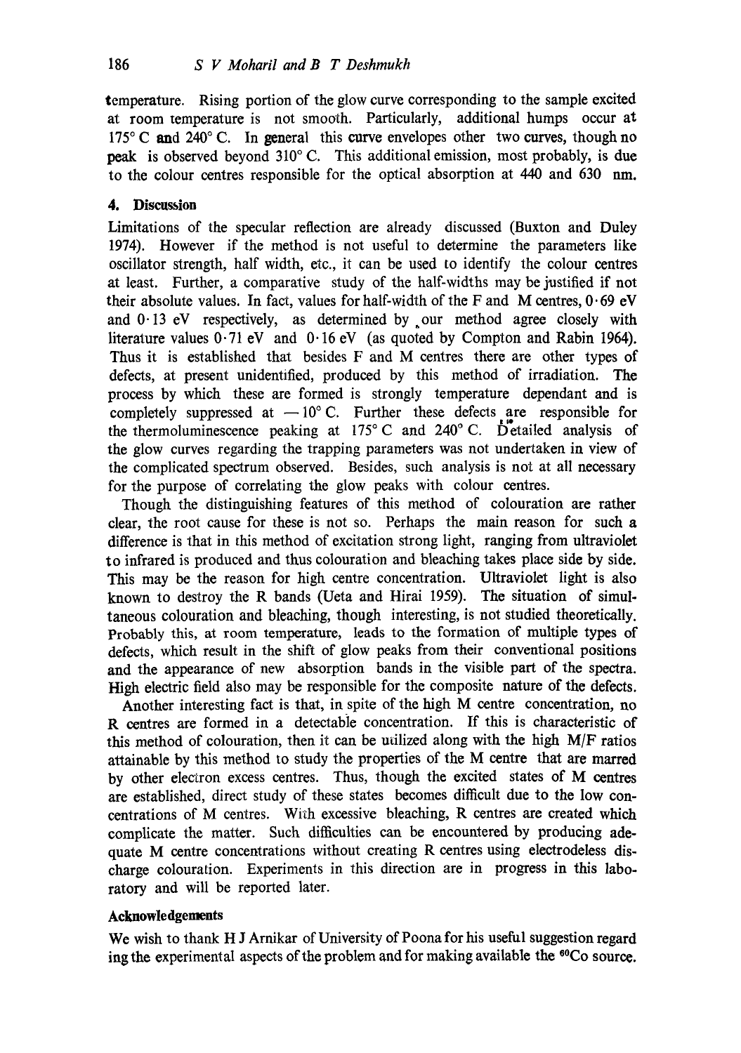temperature. Rising portion of the glow curve corresponding to the sample excited at room temperature is not smooth. Particularly, additional humps occur at 175° C and 240° C. In general this curve envelopes other two curves, though no peak is observed beyond 310° C. This additional emission, most probably, is due to the colour centres responsible for the optical absorption at 440 and 630 nm.

## 4. Discussion

Limitations of the specular reflection are already discussed (Buxton and Duley 1974). However if the method is not useful to determine the parameters like oscillator strength, half width, etc., it can be used to identify the colour centres at least. Further, a comparative study of the half-widths may be justified if not their absolute values. In fact, values for half-width of the F and M centres, 0·69 eV and 0·13 eV respectively, as determined by our method agree closely with literature values 0·71 eV and 0·16 eV (as quoted by Compton and Rabin 1964). Thus it is established that besides F and M centres there are other types of defects, at present unidentified, produced by this method of irradiation. The process by which these are formed is strongly temperature dependant and is completely suppressed at −10° C. Further these defects are responsible for the thermoluminescence peaking at 175° C and 240° C. Detailed analysis of the glow curves regarding the trapping parameters was not undertaken in view of the complicated spectrum observed. Besides, such analysis is not at all necessary for the purpose of correlating the glow peaks with colour centres.

Though the distinguishing features of this method of colouration are rather clear, the root cause for these is not so. Perhaps the main reason for such a difference is that in this method of excitation strong light, ranging from ultraviolet to infrared is produced and thus colouration and bleaching takes place side by side. This may be the reason for high centre concentration. Ultraviolet light is also known to destroy the R bands (Ueta and Hirai 1959). The situation of simultaneous colouration and bleaching, though interesting, is not studied theoretically. Probably this, at room temperature, leads to the formation of multiple types of defects, which result in the shift of glow peaks from their conventional positions and the appearance of new absorption bands in the visible part of the spectra. High electric field also may be responsible for the composite nature of the defects.

Another interesting fact is that, in spite of the high M centre concentration, no R centres are formed in a detectable concentration. If this is characteristic of this method of colouration, then it can be utilized along with the high M/F ratios attainable by this method to study the properties of the M centre that are marred by other electron excess centres. Thus, though the excited states of M centres are established, direct study of these states becomes difficult due to the low concentrations of M centres. With excessive bleaching, R centres are created which complicate the matter. Such difficulties can be encountered by producing adequate M centre concentrations without creating R centres using electrodeless discharge colouration. Experiments in this direction are in progress in this laboratory and will be reported later.

## Acknowledgements

We wish to thank H J Arnikar of University of Poona for his useful suggestion regarding the experimental aspects of the problem and for making available the $^{60}Co$ source.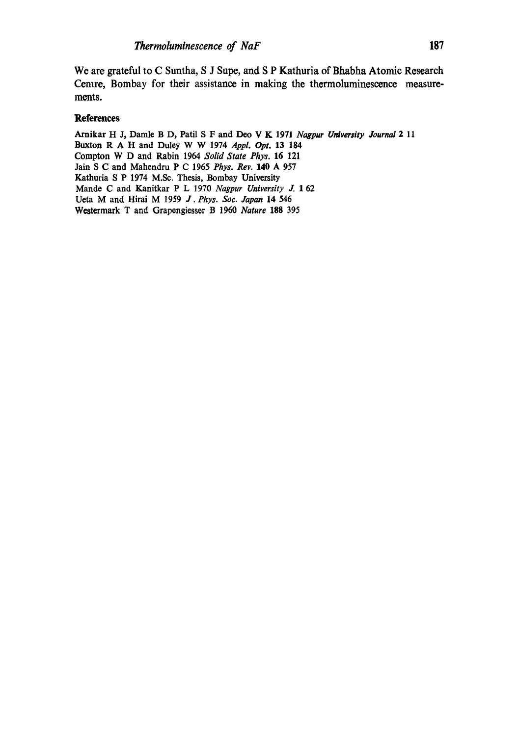We are grateful to C Suntha, S J Supe, and S P Kathuria of Bhabha Atomic Research Cemre, Bombay for their assistance in making the thermoluminescence measurements.

## References

Arnikar H J, Damle B D, Patil S F and Deo V K 1971 *Nagpur University Journal* **2** 11
Buxton R A H and Duley W W 1974 *Appl. Opt.* **13** 184
Compton W D and Rabin 1964 *Solid State Phys.* **16** 121
Jain S C and Mahendru P C 1965 *Phys. Rev.* **140** A 957
Kathuria S P 1974 M.Sc. Thesis, Bombay University
Mande C and Kanitkar P L 1970 *Nagpur University J.* **1** 62
Ueta M and Hirai M 1959 *J. Phys. Soc. Japan* **14** 546
Westermark T and Grapengiesser B 1960 *Nature* **188** 395